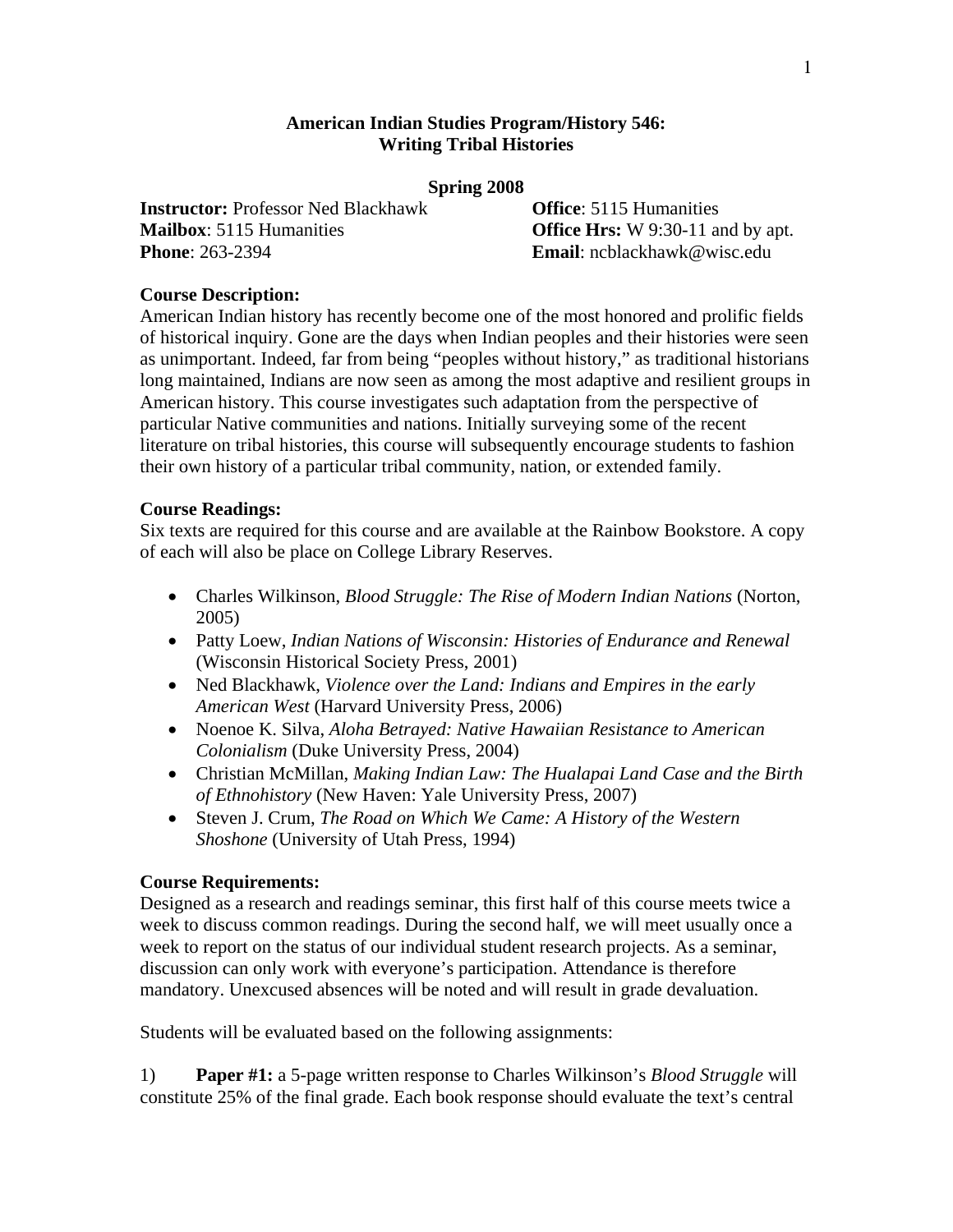**American Indian Studies Program/History 546:**
**Writing Tribal Histories**

**Spring 2008**

**Instructor:** Professor Ned Blackhawk
**Office**: 5115 Humanities
**Mailbox**: 5115 Humanities
**Office Hrs:** W 9:30-11 and by apt.
**Phone**: 263-2394
**Email**: ncblackhawk@wisc.edu

**Course Description:**
American Indian history has recently become one of the most honored and prolific fields of historical inquiry. Gone are the days when Indian peoples and their histories were seen as unimportant. Indeed, far from being "peoples without history," as traditional historians long maintained, Indians are now seen as among the most adaptive and resilient groups in American history. This course investigates such adaptation from the perspective of particular Native communities and nations. Initially surveying some of the recent literature on tribal histories, this course will subsequently encourage students to fashion their own history of a particular tribal community, nation, or extended family.

**Course Readings:**
Six texts are required for this course and are available at the Rainbow Bookstore. A copy of each will also be place on College Library Reserves.

- Charles Wilkinson, *Blood Struggle: The Rise of Modern Indian Nations* (Norton, 2005)
- Patty Loew, *Indian Nations of Wisconsin: Histories of Endurance and Renewal* (Wisconsin Historical Society Press, 2001)
- Ned Blackhawk, *Violence over the Land: Indians and Empires in the early American West* (Harvard University Press, 2006)
- Noenoe K. Silva, *Aloha Betrayed: Native Hawaiian Resistance to American Colonialism* (Duke University Press, 2004)
- Christian McMillan, *Making Indian Law: The Hualapai Land Case and the Birth of Ethnohistory* (New Haven: Yale University Press, 2007)
- Steven J. Crum, *The Road on Which We Came: A History of the Western Shoshone* (University of Utah Press, 1994)

**Course Requirements:**
Designed as a research and readings seminar, this first half of this course meets twice a week to discuss common readings. During the second half, we will meet usually once a week to report on the status of our individual student research projects. As a seminar, discussion can only work with everyone's participation. Attendance is therefore mandatory. Unexcused absences will be noted and will result in grade devaluation.

Students will be evaluated based on the following assignments:

1) **Paper #1:** a 5-page written response to Charles Wilkinson's *Blood Struggle* will constitute 25% of the final grade. Each book response should evaluate the text's central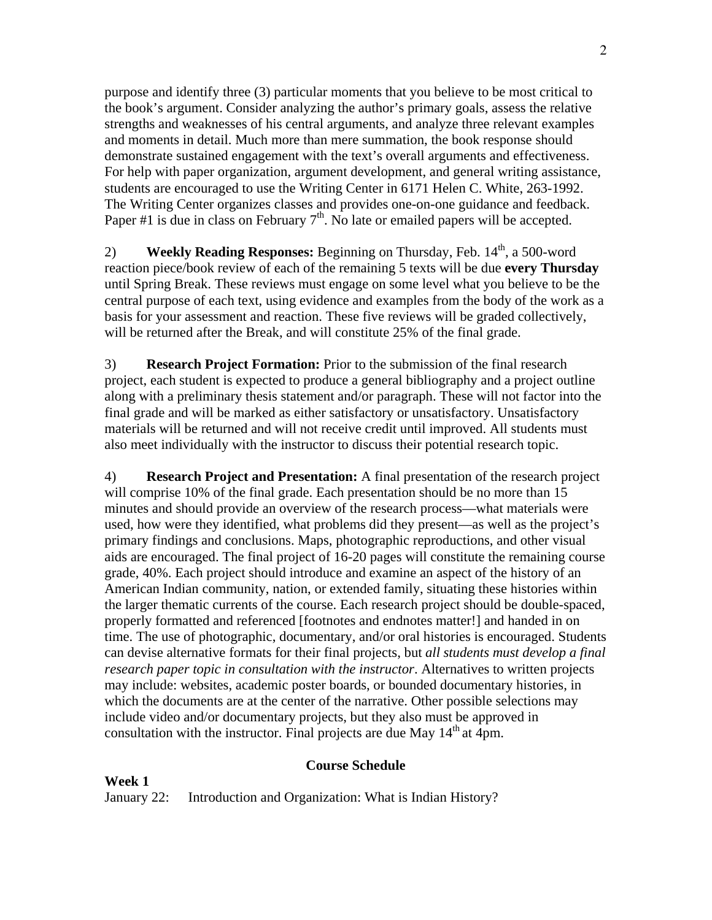purpose and identify three (3) particular moments that you believe to be most critical to the book's argument. Consider analyzing the author's primary goals, assess the relative strengths and weaknesses of his central arguments, and analyze three relevant examples and moments in detail. Much more than mere summation, the book response should demonstrate sustained engagement with the text's overall arguments and effectiveness. For help with paper organization, argument development, and general writing assistance, students are encouraged to use the Writing Center in 6171 Helen C. White, 263-1992. The Writing Center organizes classes and provides one-on-one guidance and feedback. Paper #1 is due in class on February 7th. No late or emailed papers will be accepted.

2) **Weekly Reading Responses:** Beginning on Thursday, Feb. 14th, a 500-word reaction piece/book review of each of the remaining 5 texts will be due **every Thursday** until Spring Break. These reviews must engage on some level what you believe to be the central purpose of each text, using evidence and examples from the body of the work as a basis for your assessment and reaction. These five reviews will be graded collectively, will be returned after the Break, and will constitute 25% of the final grade.

3) **Research Project Formation:** Prior to the submission of the final research project, each student is expected to produce a general bibliography and a project outline along with a preliminary thesis statement and/or paragraph. These will not factor into the final grade and will be marked as either satisfactory or unsatisfactory. Unsatisfactory materials will be returned and will not receive credit until improved. All students must also meet individually with the instructor to discuss their potential research topic.

4) **Research Project and Presentation:** A final presentation of the research project will comprise 10% of the final grade. Each presentation should be no more than 15 minutes and should provide an overview of the research process—what materials were used, how were they identified, what problems did they present—as well as the project's primary findings and conclusions. Maps, photographic reproductions, and other visual aids are encouraged. The final project of 16-20 pages will constitute the remaining course grade, 40%. Each project should introduce and examine an aspect of the history of an American Indian community, nation, or extended family, situating these histories within the larger thematic currents of the course. Each research project should be double-spaced, properly formatted and referenced [footnotes and endnotes matter!] and handed in on time. The use of photographic, documentary, and/or oral histories is encouraged. Students can devise alternative formats for their final projects, but *all students must develop a final research paper topic in consultation with the instructor*. Alternatives to written projects may include: websites, academic poster boards, or bounded documentary histories, in which the documents are at the center of the narrative. Other possible selections may include video and/or documentary projects, but they also must be approved in consultation with the instructor. Final projects are due May 14th at 4pm.

## Course Schedule

**Week 1**

January 22: Introduction and Organization: What is Indian History?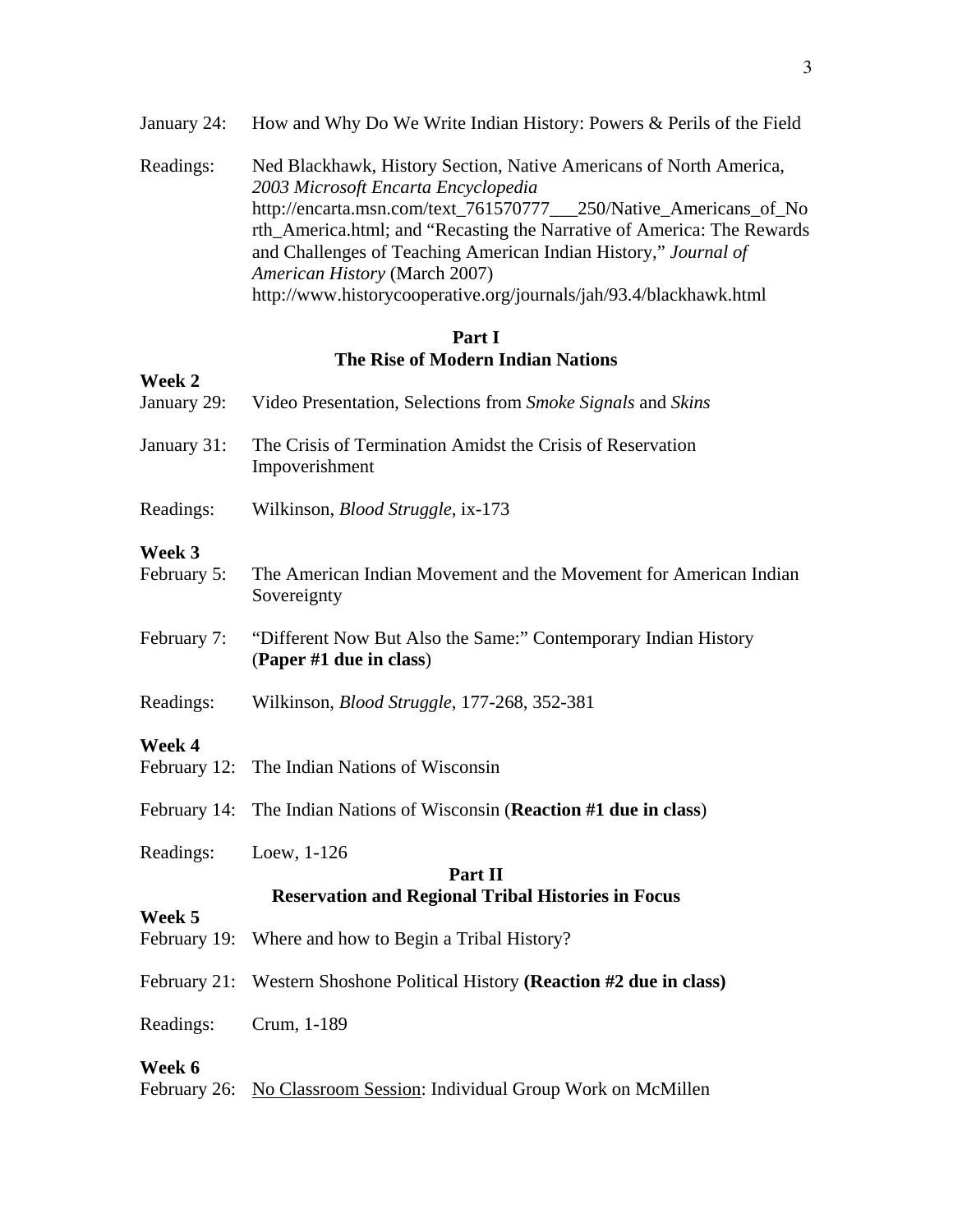January 24: How and Why Do We Write Indian History: Powers & Perils of the Field

Readings: Ned Blackhawk, History Section, Native Americans of North America, *2003 Microsoft Encarta Encyclopedia* http://encarta.msn.com/text_761570777___250/Native_Americans_of_North_America.html; and "Recasting the Narrative of America: The Rewards and Challenges of Teaching American Indian History," *Journal of American History* (March 2007) http://www.historycooperative.org/journals/jah/93.4/blackhawk.html

## Part I
## The Rise of Modern Indian Nations

**Week 2**

January 29: Video Presentation, Selections from *Smoke Signals* and *Skins*

January 31: The Crisis of Termination Amidst the Crisis of Reservation Impoverishment

Readings: Wilkinson, *Blood Struggle*, ix-173

**Week 3**

February 5: The American Indian Movement and the Movement for American Indian Sovereignty

February 7: "Different Now But Also the Same:" Contemporary Indian History (**Paper #1 due in class**)

Readings: Wilkinson, *Blood Struggle*, 177-268, 352-381

**Week 4**

February 12: The Indian Nations of Wisconsin

February 14: The Indian Nations of Wisconsin (**Reaction #1 due in class**)

Readings: Loew, 1-126

## Part II
## Reservation and Regional Tribal Histories in Focus

**Week 5**

February 19: Where and how to Begin a Tribal History?

February 21: Western Shoshone Political History **(Reaction #2 due in class)**

Readings: Crum, 1-189

**Week 6**

February 26: <u>No Classroom Session</u>: Individual Group Work on McMillen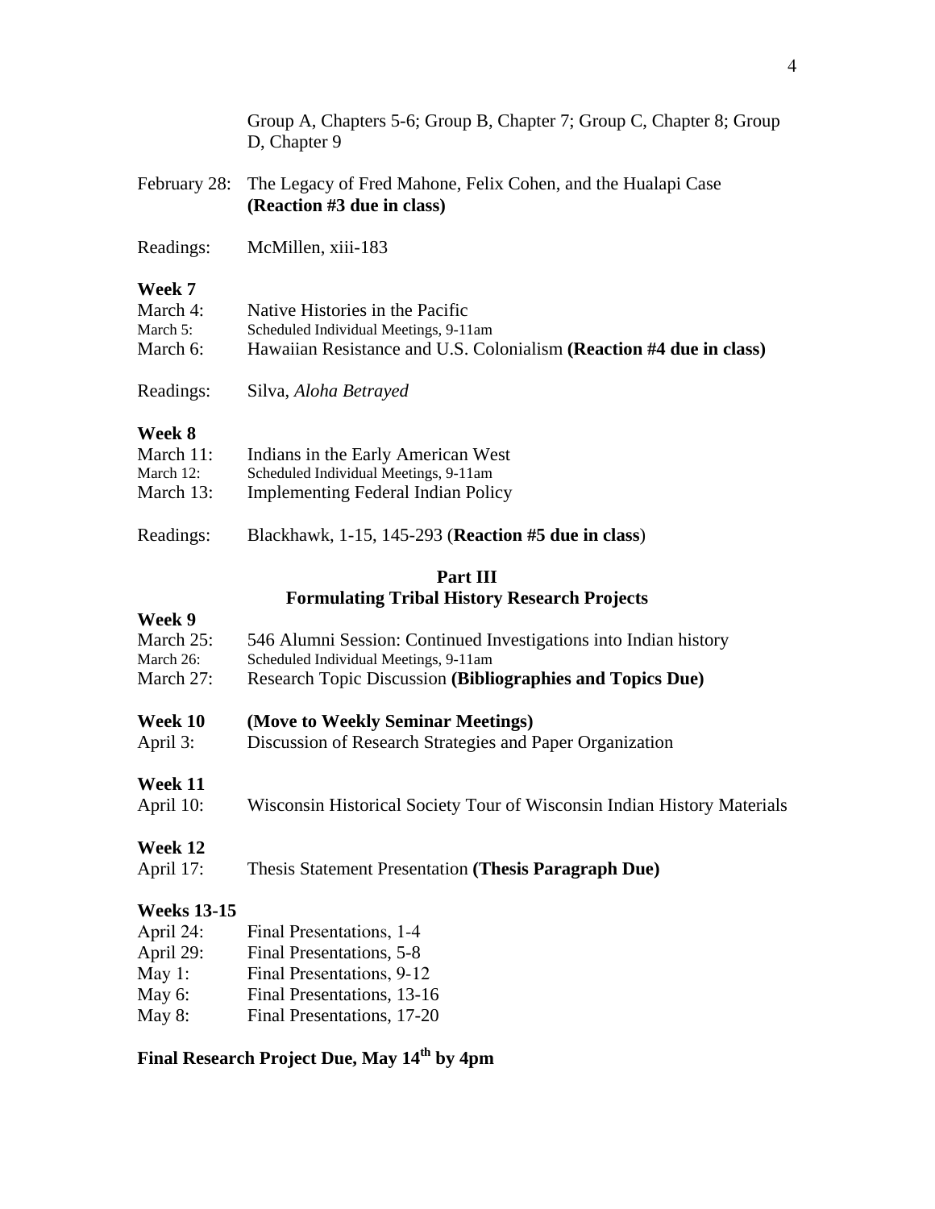Group A, Chapters 5-6; Group B, Chapter 7; Group C, Chapter 8; Group D, Chapter 9

February 28: The Legacy of Fred Mahone, Felix Cohen, and the Hualapi Case **(Reaction #3 due in class)**

Readings: McMillen, xiii-183

**Week 7**
March 4: Native Histories in the Pacific
March 5: Scheduled Individual Meetings, 9-11am
March 6: Hawaiian Resistance and U.S. Colonialism **(Reaction #4 due in class)**

Readings: Silva, *Aloha Betrayed*

**Week 8**
March 11: Indians in the Early American West
March 12: Scheduled Individual Meetings, 9-11am
March 13: Implementing Federal Indian Policy

Readings: Blackhawk, 1-15, 145-293 (**Reaction #5 due in class**)

## Part III
## Formulating Tribal History Research Projects

**Week 9**
March 25: 546 Alumni Session: Continued Investigations into Indian history
March 26: Scheduled Individual Meetings, 9-11am
March 27: Research Topic Discussion **(Bibliographies and Topics Due)**

**Week 10** **(Move to Weekly Seminar Meetings)**
April 3: Discussion of Research Strategies and Paper Organization

**Week 11**
April 10: Wisconsin Historical Society Tour of Wisconsin Indian History Materials

**Week 12**
April 17: Thesis Statement Presentation **(Thesis Paragraph Due)**

**Weeks 13-15**
April 24: Final Presentations, 1-4
April 29: Final Presentations, 5-8
May 1: Final Presentations, 9-12
May 6: Final Presentations, 13-16
May 8: Final Presentations, 17-20

**Final Research Project Due, May 14th by 4pm**